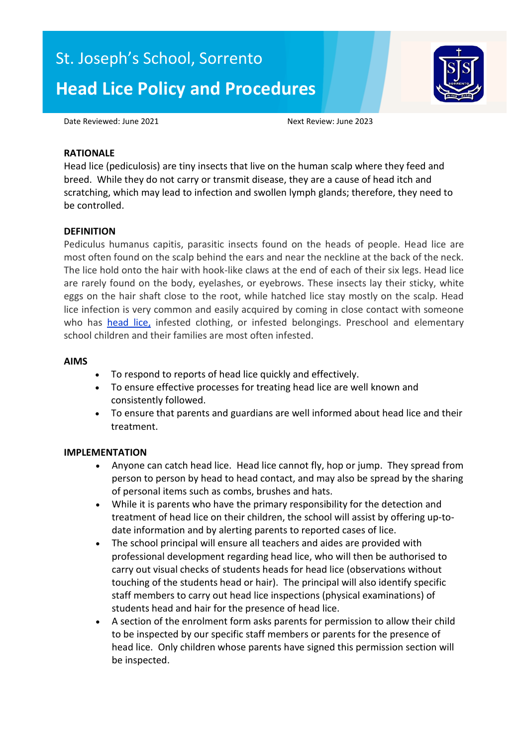# St. Joseph's School, Sorrento

## Head Lice Policy and Procedures

Date Reviewed: June 2021 Next Review: June 2023

**RATIONALE**

Head lice (pediculosis) are tiny insects that live on the human scalp where they feed and breed. While they do not carry or transmit disease, they are a cause of head itch and scratching, which may lead to infection and swollen lymph glands; therefore, they need to be controlled.

**DEFINITION**

Pediculus humanus capitis, parasitic insects found on the heads of people. Head lice are most often found on the scalp behind the ears and near the neckline at the back of the neck. The lice hold onto the hair with hook-like claws at the end of each of their six legs. Head lice are rarely found on the body, eyelashes, or eyebrows. These insects lay their sticky, white eggs on the hair shaft close to the root, while hatched lice stay mostly on the scalp. Head lice infection is very common and easily acquired by coming in close contact with someone who has head lice, infested clothing, or infested belongings. Preschool and elementary school children and their families are most often infested.

**AIMS**

- To respond to reports of head lice quickly and effectively.
- To ensure effective processes for treating head lice are well known and consistently followed.
- To ensure that parents and guardians are well informed about head lice and their treatment.

**IMPLEMENTATION**

- Anyone can catch head lice. Head lice cannot fly, hop or jump. They spread from person to person by head to head contact, and may also be spread by the sharing of personal items such as combs, brushes and hats.
- While it is parents who have the primary responsibility for the detection and treatment of head lice on their children, the school will assist by offering up-to-date information and by alerting parents to reported cases of lice.
- The school principal will ensure all teachers and aides are provided with professional development regarding head lice, who will then be authorised to carry out visual checks of students heads for head lice (observations without touching of the students head or hair). The principal will also identify specific staff members to carry out head lice inspections (physical examinations) of students head and hair for the presence of head lice.
- A section of the enrolment form asks parents for permission to allow their child to be inspected by our specific staff members or parents for the presence of head lice. Only children whose parents have signed this permission section will be inspected.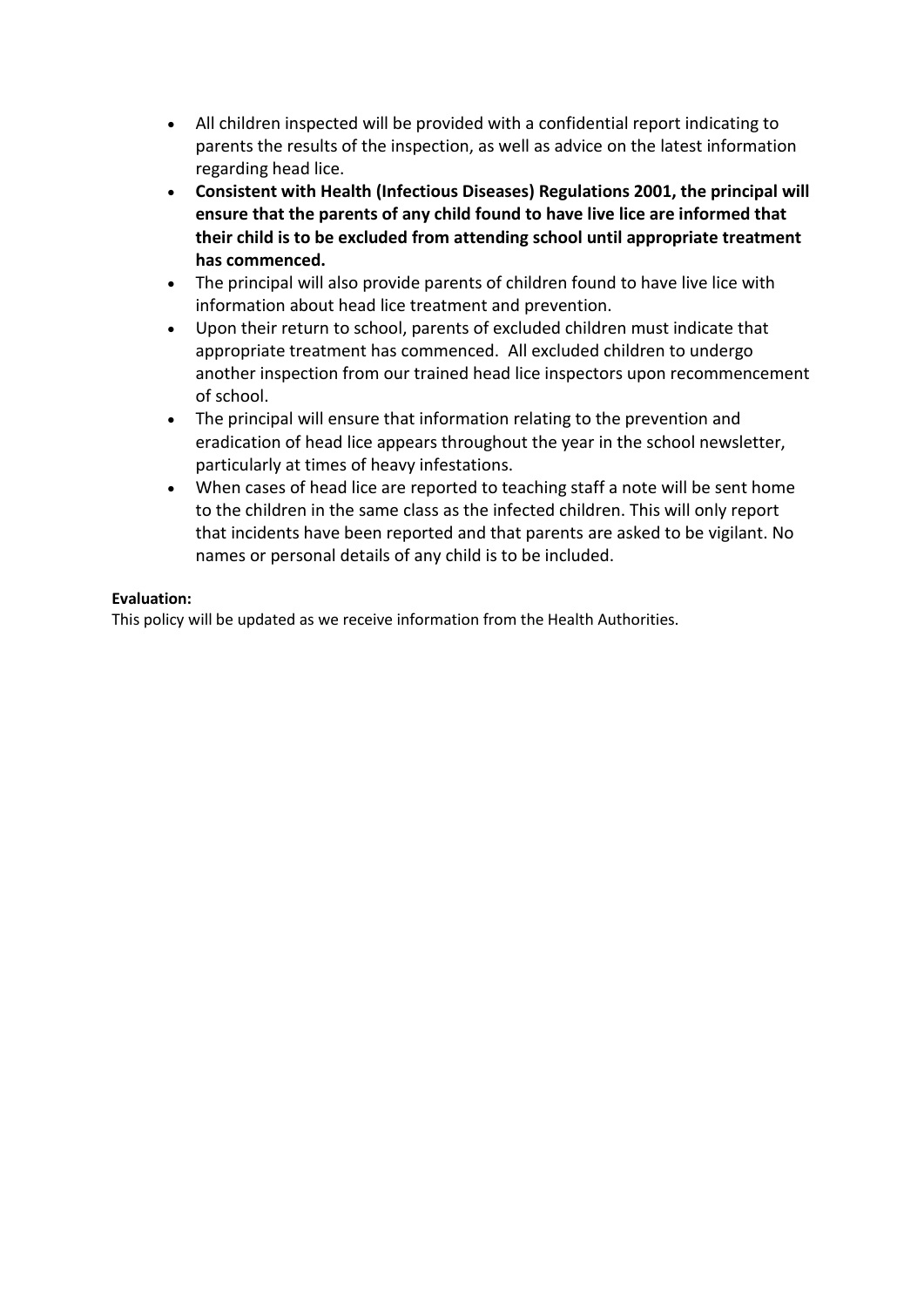- All children inspected will be provided with a confidential report indicating to parents the results of the inspection, as well as advice on the latest information regarding head lice.
- **Consistent with Health (Infectious Diseases) Regulations 2001, the principal will ensure that the parents of any child found to have live lice are informed that their child is to be excluded from attending school until appropriate treatment has commenced.**
- The principal will also provide parents of children found to have live lice with information about head lice treatment and prevention.
- Upon their return to school, parents of excluded children must indicate that appropriate treatment has commenced. All excluded children to undergo another inspection from our trained head lice inspectors upon recommencement of school.
- The principal will ensure that information relating to the prevention and eradication of head lice appears throughout the year in the school newsletter, particularly at times of heavy infestations.
- When cases of head lice are reported to teaching staff a note will be sent home to the children in the same class as the infected children. This will only report that incidents have been reported and that parents are asked to be vigilant. No names or personal details of any child is to be included.

**Evaluation:**

This policy will be updated as we receive information from the Health Authorities.